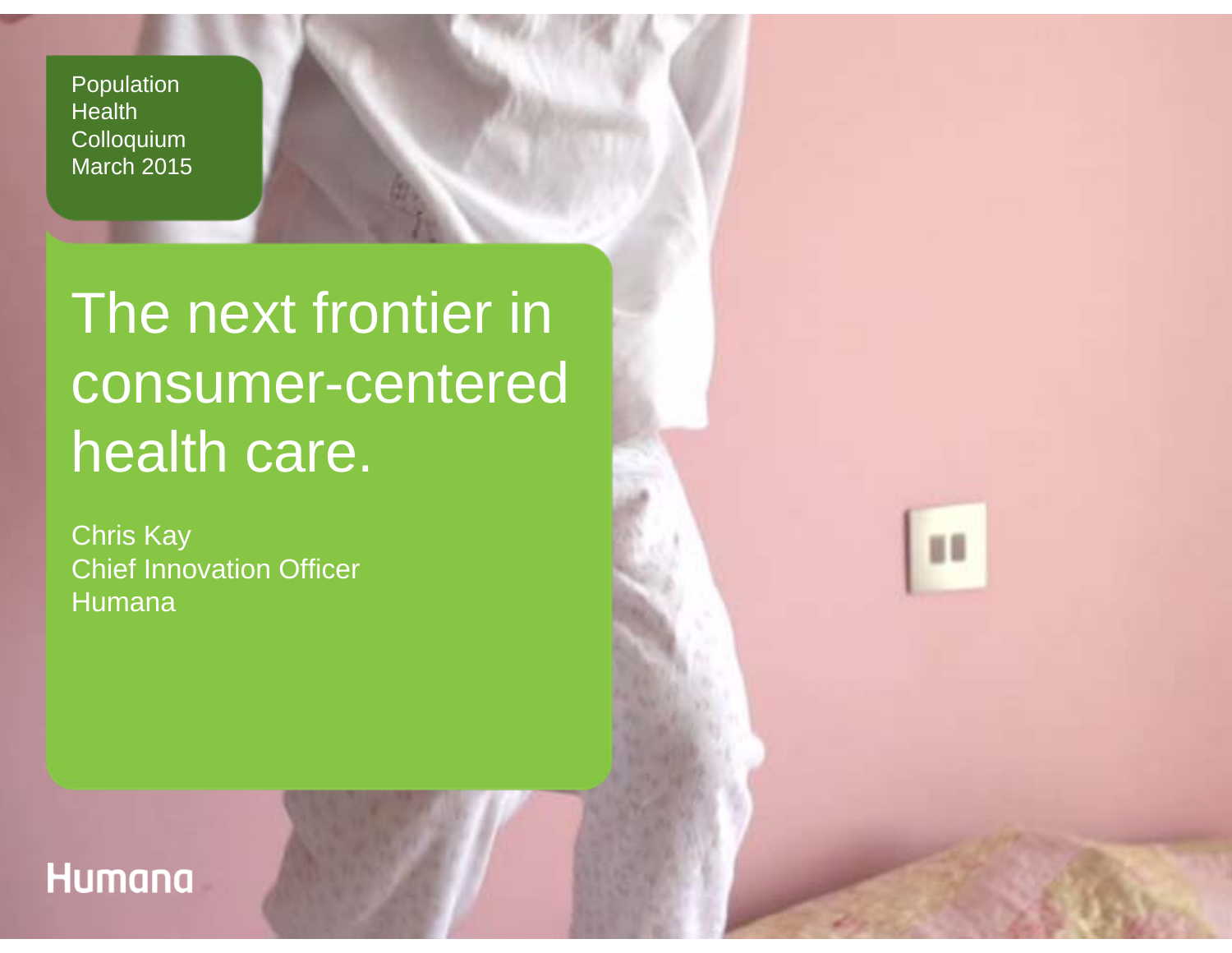Population Health Colloquium
March 2015

# The next frontier in consumer-centered health care.

Chris Kay
Chief Innovation Officer
Humana

Humana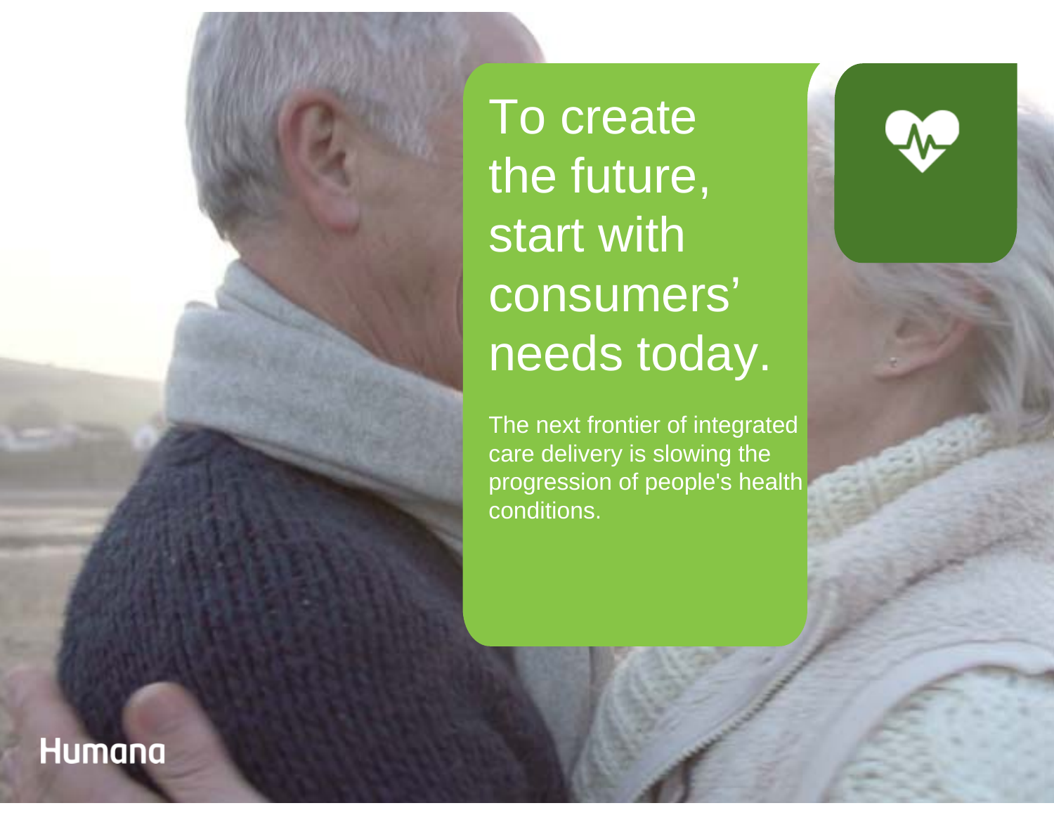# To create the future, start with consumers' needs today.

The next frontier of integrated care delivery is slowing the progression of people's health conditions.

Humana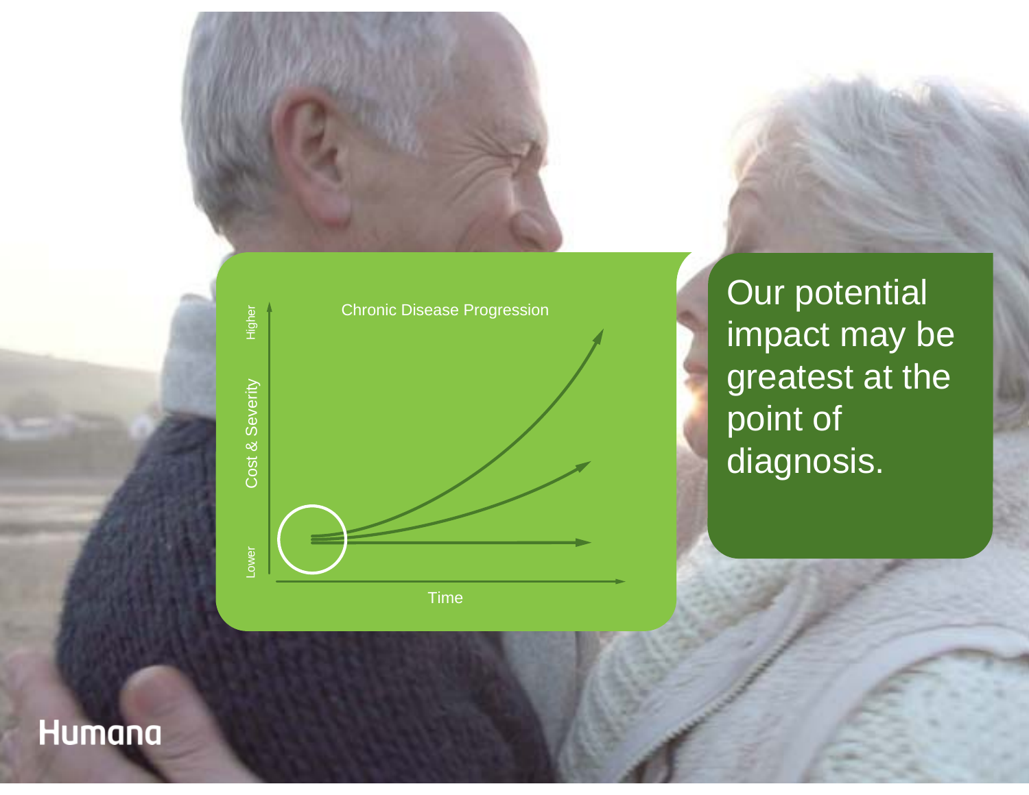Chronic Disease Progression

Cost & Severity (Lower → Higher)

Time

Our potential impact may be greatest at the point of diagnosis.

Humana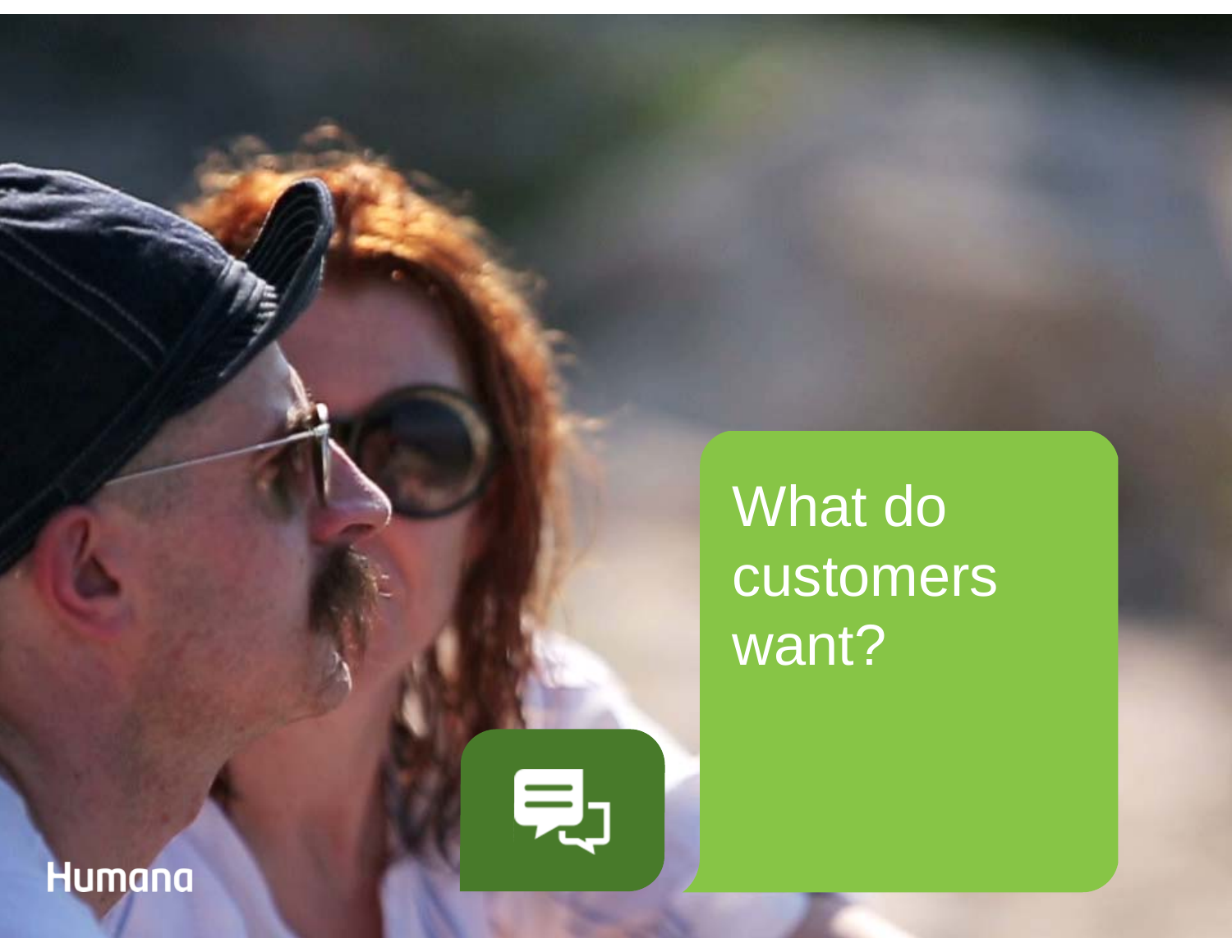# What do customers want?

Humana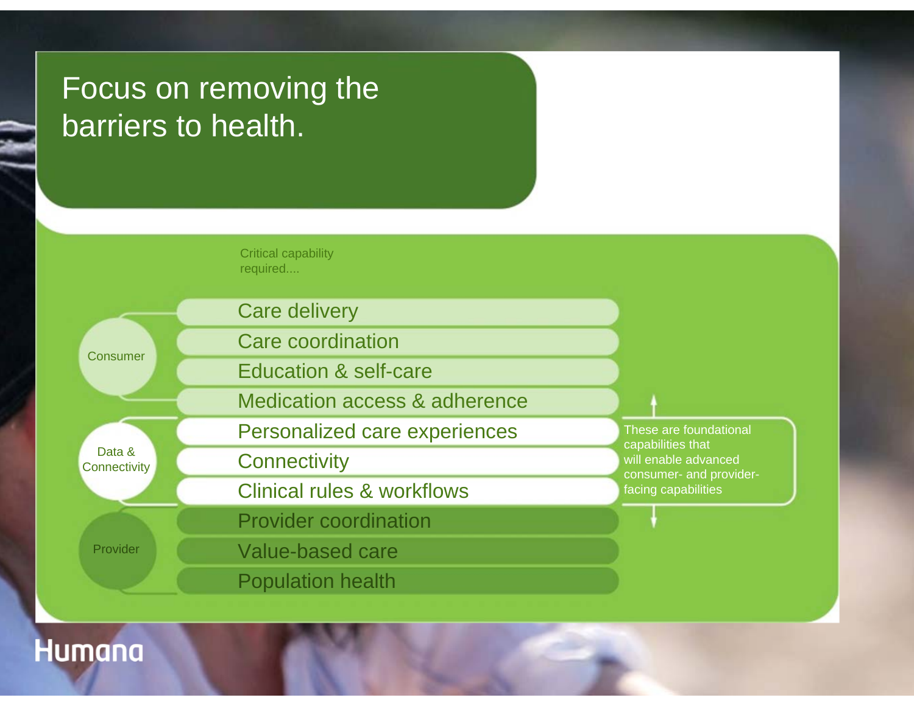# Focus on removing the barriers to health.

Critical capability required....

**Consumer**

- Care delivery
- Care coordination
- Education & self-care
- Medication access & adherence

**Data & Connectivity**

- Personalized care experiences
- Connectivity
- Clinical rules & workflows

These are foundational capabilities that will enable advanced consumer- and provider-facing capabilities

**Provider**

- Provider coordination
- Value-based care
- Population health

Humana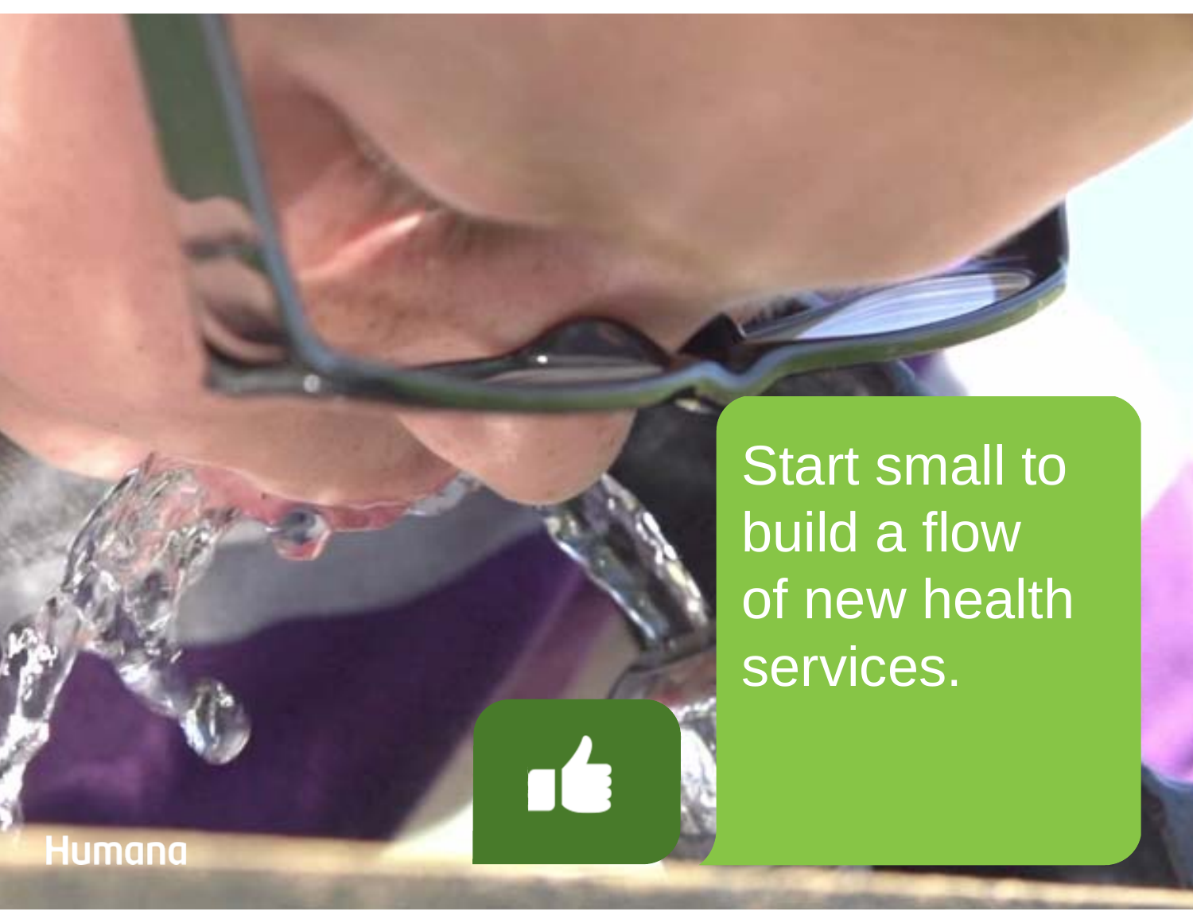Start small to build a flow of new health services.

Humana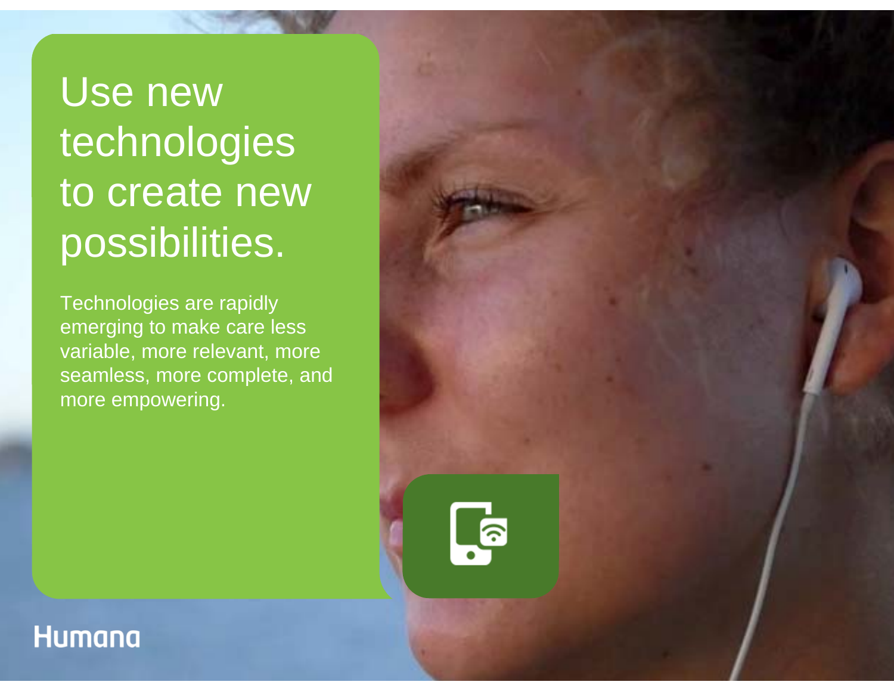# Use new technologies to create new possibilities.

Technologies are rapidly emerging to make care less variable, more relevant, more seamless, more complete, and more empowering.

Humana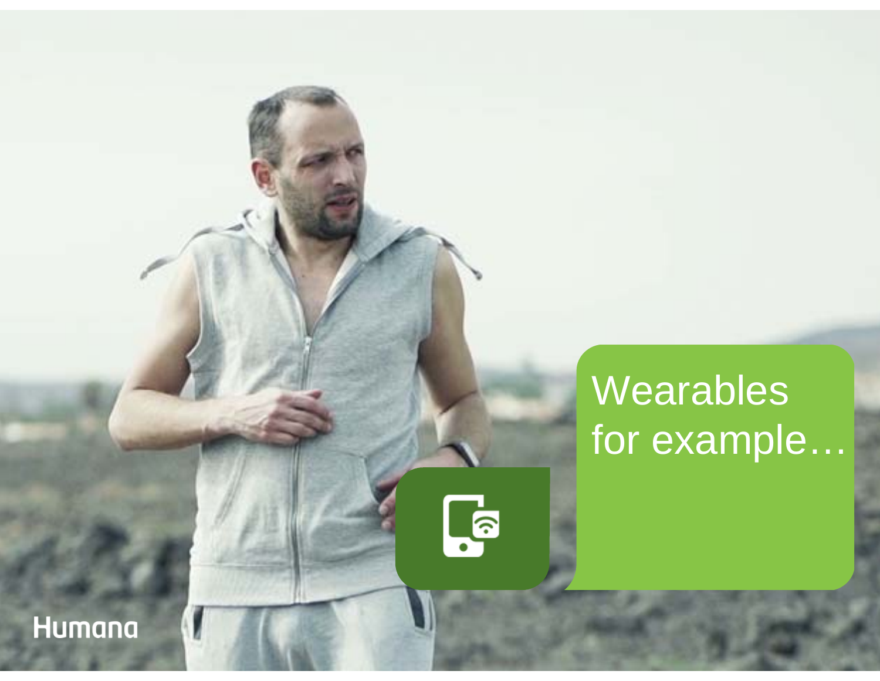Wearables for example…

Humana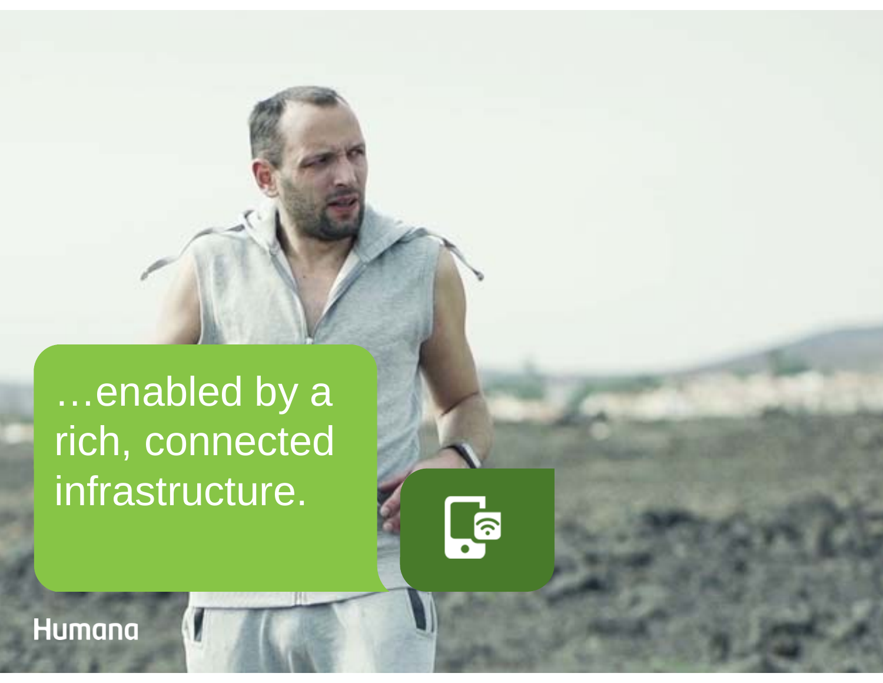…enabled by a rich, connected infrastructure.

Humana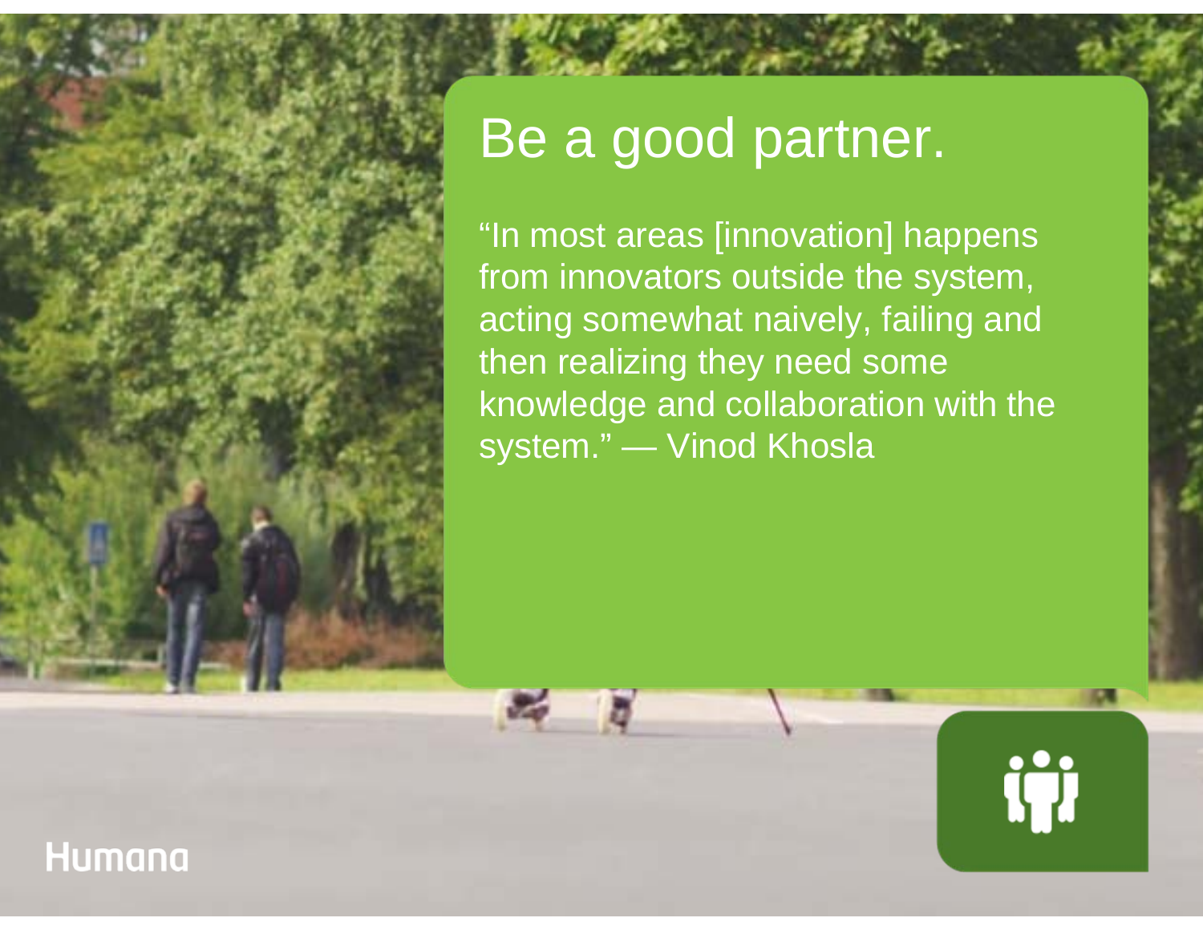# Be a good partner.

"In most areas [innovation] happens from innovators outside the system, acting somewhat naively, failing and then realizing they need some knowledge and collaboration with the system." — Vinod Khosla

Humana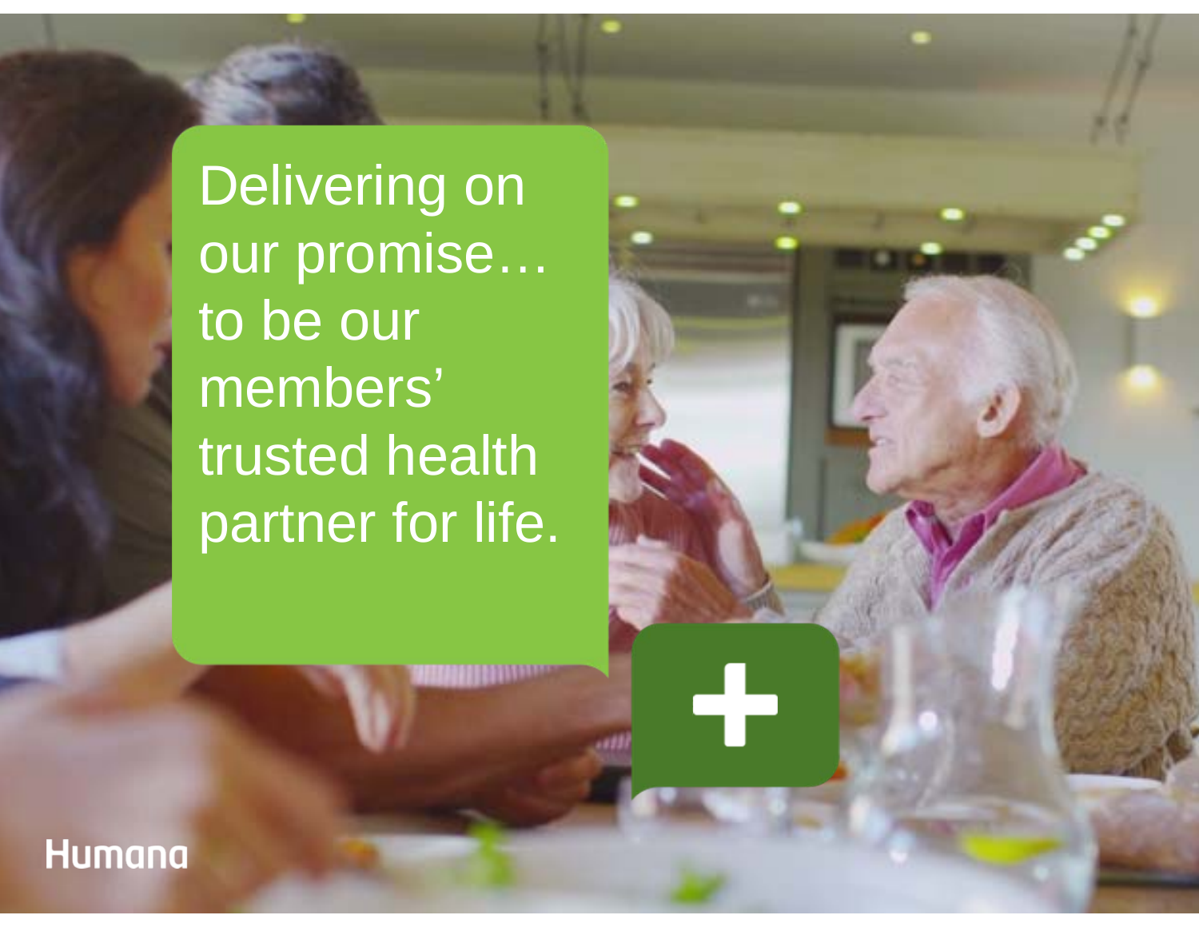Delivering on our promise… to be our members' trusted health partner for life.

Humana